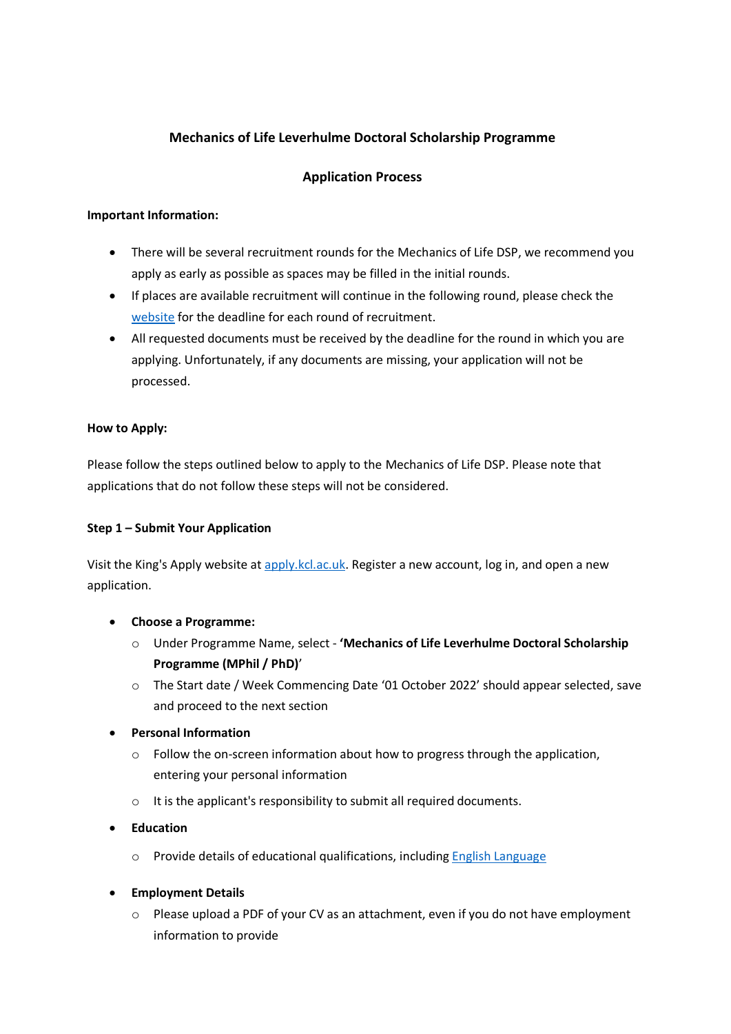**Mechanics of Life Leverhulme Doctoral Scholarship Programme**

**Application Process**

**Important Information:**

- There will be several recruitment rounds for the Mechanics of Life DSP, we recommend you apply as early as possible as spaces may be filled in the initial rounds.
- If places are available recruitment will continue in the following round, please check the website for the deadline for each round of recruitment.
- All requested documents must be received by the deadline for the round in which you are applying. Unfortunately, if any documents are missing, your application will not be processed.

**How to Apply:**

Please follow the steps outlined below to apply to the Mechanics of Life DSP. Please note that applications that do not follow these steps will not be considered.

**Step 1 – Submit Your Application**

Visit the King's Apply website at apply.kcl.ac.uk. Register a new account, log in, and open a new application.

- **Choose a Programme:**
  - Under Programme Name, select - '**Mechanics of Life Leverhulme Doctoral Scholarship Programme (MPhil / PhD)**'
  - The Start date / Week Commencing Date '01 October 2022' should appear selected, save and proceed to the next section
- **Personal Information**
  - Follow the on-screen information about how to progress through the application, entering your personal information
  - It is the applicant's responsibility to submit all required documents.
- **Education**
  - Provide details of educational qualifications, including English Language
- **Employment Details**
  - Please upload a PDF of your CV as an attachment, even if you do not have employment information to provide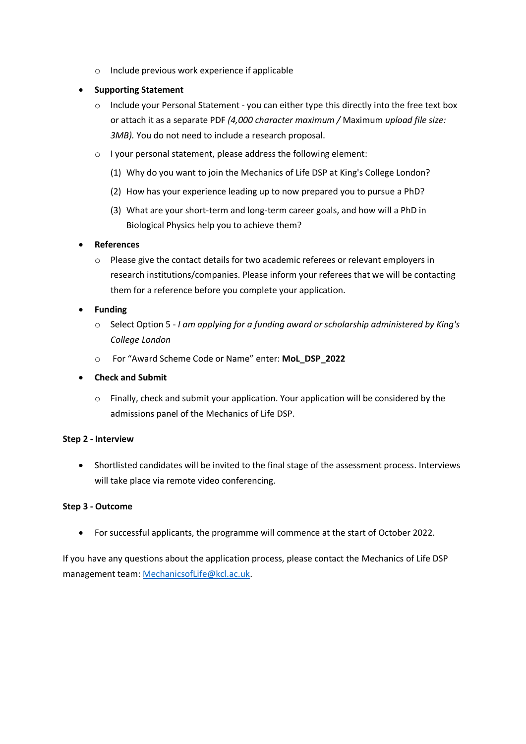- Include previous work experience if applicable

- **Supporting Statement**
    - Include your Personal Statement - you can either type this directly into the free text box or attach it as a separate PDF *(4,000 character maximum /* Maximum *upload file size: 3MB).* You do not need to include a research proposal.
    - I your personal statement, please address the following element:
        1. Why do you want to join the Mechanics of Life DSP at King's College London?
        2. How has your experience leading up to now prepared you to pursue a PhD?
        3. What are your short-term and long-term career goals, and how will a PhD in Biological Physics help you to achieve them?

- **References**
    - Please give the contact details for two academic referees or relevant employers in research institutions/companies. Please inform your referees that we will be contacting them for a reference before you complete your application.

- **Funding**
    - Select Option 5 - *I am applying for a funding award or scholarship administered by King's College London*
    - For "Award Scheme Code or Name" enter: **MoL_DSP_2022**

- **Check and Submit**
    - Finally, check and submit your application. Your application will be considered by the admissions panel of the Mechanics of Life DSP.

**Step 2 - Interview**

- Shortlisted candidates will be invited to the final stage of the assessment process. Interviews will take place via remote video conferencing.

**Step 3 - Outcome**

- For successful applicants, the programme will commence at the start of October 2022.

If you have any questions about the application process, please contact the Mechanics of Life DSP management team: [MechanicsofLife@kcl.ac.uk](mailto:MechanicsofLife@kcl.ac.uk).